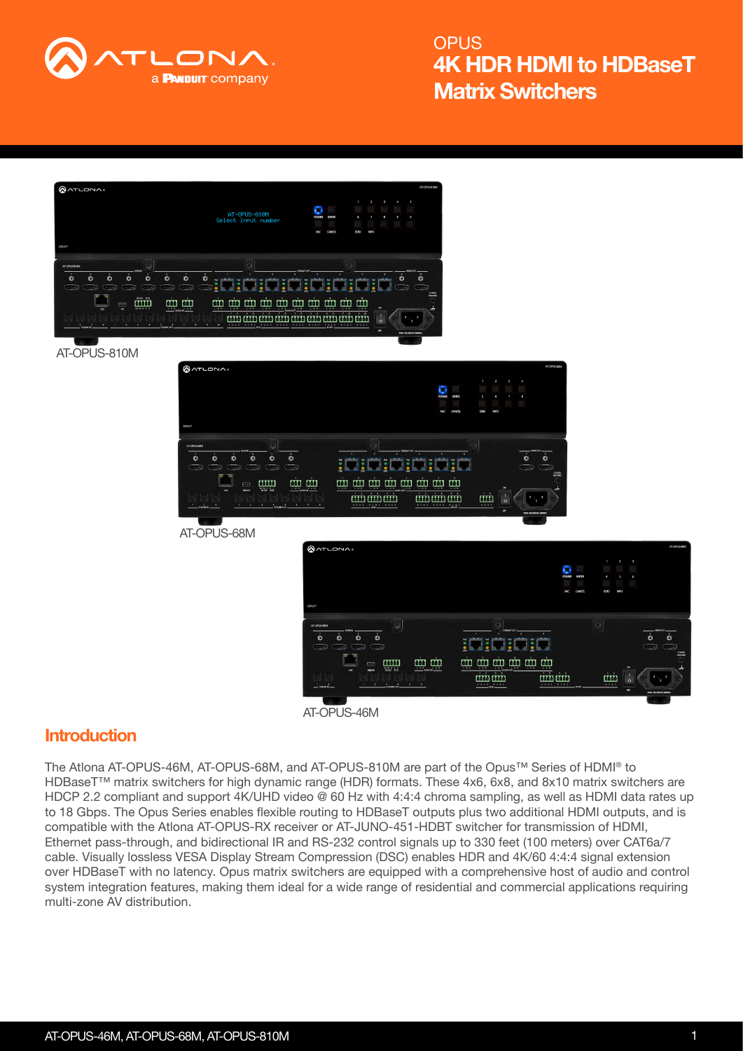# OPUS

# 4K HDR HDMI to HDBaseT Matrix Switchers

AT-OPUS-810M

AT-OPUS-68M

AT-OPUS-46M

## Introduction

The Atlona AT-OPUS-46M, AT-OPUS-68M, and AT-OPUS-810M are part of the Opus™ Series of HDMI® to HDBaseT™ matrix switchers for high dynamic range (HDR) formats. These 4x6, 6x8, and 8x10 matrix switchers are HDCP 2.2 compliant and support 4K/UHD video @ 60 Hz with 4:4:4 chroma sampling, as well as HDMI data rates up to 18 Gbps. The Opus Series enables flexible routing to HDBaseT outputs plus two additional HDMI outputs, and is compatible with the Atlona AT-OPUS-RX receiver or AT-JUNO-451-HDBT switcher for transmission of HDMI, Ethernet pass-through, and bidirectional IR and RS-232 control signals up to 330 feet (100 meters) over CAT6a/7 cable. Visually lossless VESA Display Stream Compression (DSC) enables HDR and 4K/60 4:4:4 signal extension over HDBaseT with no latency. Opus matrix switchers are equipped with a comprehensive host of audio and control system integration features, making them ideal for a wide range of residential and commercial applications requiring multi-zone AV distribution.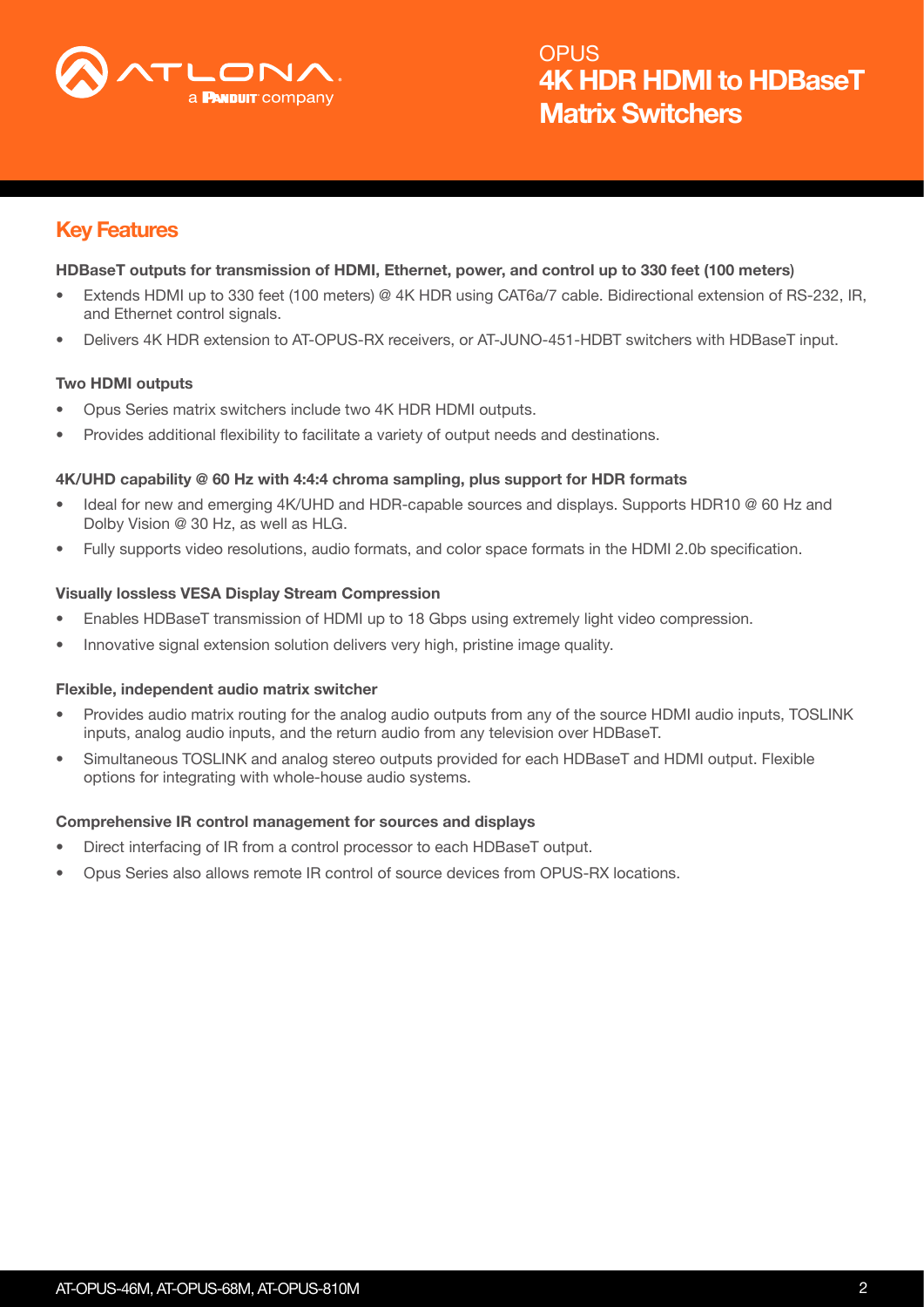## Key Features

**HDBaseT outputs for transmission of HDMI, Ethernet, power, and control up to 330 feet (100 meters)**

- Extends HDMI up to 330 feet (100 meters) @ 4K HDR using CAT6a/7 cable. Bidirectional extension of RS-232, IR, and Ethernet control signals.
- Delivers 4K HDR extension to AT-OPUS-RX receivers, or AT-JUNO-451-HDBT switchers with HDBaseT input.

**Two HDMI outputs**

- Opus Series matrix switchers include two 4K HDR HDMI outputs.
- Provides additional flexibility to facilitate a variety of output needs and destinations.

**4K/UHD capability @ 60 Hz with 4:4:4 chroma sampling, plus support for HDR formats**

- Ideal for new and emerging 4K/UHD and HDR-capable sources and displays. Supports HDR10 @ 60 Hz and Dolby Vision @ 30 Hz, as well as HLG.
- Fully supports video resolutions, audio formats, and color space formats in the HDMI 2.0b specification.

**Visually lossless VESA Display Stream Compression**

- Enables HDBaseT transmission of HDMI up to 18 Gbps using extremely light video compression.
- Innovative signal extension solution delivers very high, pristine image quality.

**Flexible, independent audio matrix switcher**

- Provides audio matrix routing for the analog audio outputs from any of the source HDMI audio inputs, TOSLINK inputs, analog audio inputs, and the return audio from any television over HDBaseT.
- Simultaneous TOSLINK and analog stereo outputs provided for each HDBaseT and HDMI output. Flexible options for integrating with whole-house audio systems.

**Comprehensive IR control management for sources and displays**

- Direct interfacing of IR from a control processor to each HDBaseT output.
- Opus Series also allows remote IR control of source devices from OPUS-RX locations.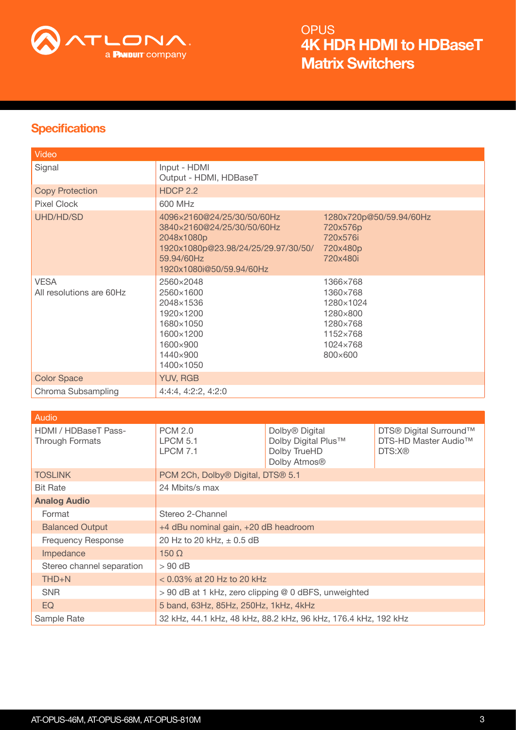## Specifications

| Video | | |
|---|---|---|
| Signal | Input - HDMI<br>Output - HDMI, HDBaseT | |
| Copy Protection | HDCP 2.2 | |
| Pixel Clock | 600 MHz | |
| UHD/HD/SD | 4096×2160@24/25/30/50/60Hz<br>3840×2160@24/25/30/50/60Hz<br>2048x1080p<br>1920x1080p@23.98/24/25/29.97/30/50/59.94/60Hz<br>1920x1080i@50/59.94/60Hz | 1280x720p@50/59.94/60Hz<br>720x576p<br>720x576i<br>720x480p<br>720x480i |
| VESA<br>All resolutions are 60Hz | 2560×2048<br>2560×1600<br>2048×1536<br>1920×1200<br>1680×1050<br>1600×1200<br>1600×900<br>1440×900<br>1400×1050 | 1366×768<br>1360×768<br>1280×1024<br>1280×800<br>1280×768<br>1152×768<br>1024×768<br>800×600 |
| Color Space | YUV, RGB | |
| Chroma Subsampling | 4:4:4, 4:2:2, 4:2:0 | |

| Audio | | | |
|---|---|---|---|
| HDMI / HDBaseT Pass-Through Formats | PCM 2.0<br>LPCM 5.1<br>LPCM 7.1 | Dolby® Digital<br>Dolby Digital Plus™<br>Dolby TrueHD<br>Dolby Atmos® | DTS® Digital Surround™<br>DTS-HD Master Audio™<br>DTS:X® |
| TOSLINK | PCM 2Ch, Dolby® Digital, DTS® 5.1 | | |
| Bit Rate | 24 Mbits/s max | | |
| **Analog Audio** | | | |
| Format | Stereo 2-Channel | | |
| Balanced Output | +4 dBu nominal gain, +20 dB headroom | | |
| Frequency Response | 20 Hz to 20 kHz, ± 0.5 dB | | |
| Impedance | 150 Ω | | |
| Stereo channel separation | > 90 dB | | |
| THD+N | < 0.03% at 20 Hz to 20 kHz | | |
| SNR | > 90 dB at 1 kHz, zero clipping @ 0 dBFS, unweighted | | |
| EQ | 5 band, 63Hz, 85Hz, 250Hz, 1kHz, 4kHz | | |
| Sample Rate | 32 kHz, 44.1 kHz, 48 kHz, 88.2 kHz, 96 kHz, 176.4 kHz, 192 kHz | | |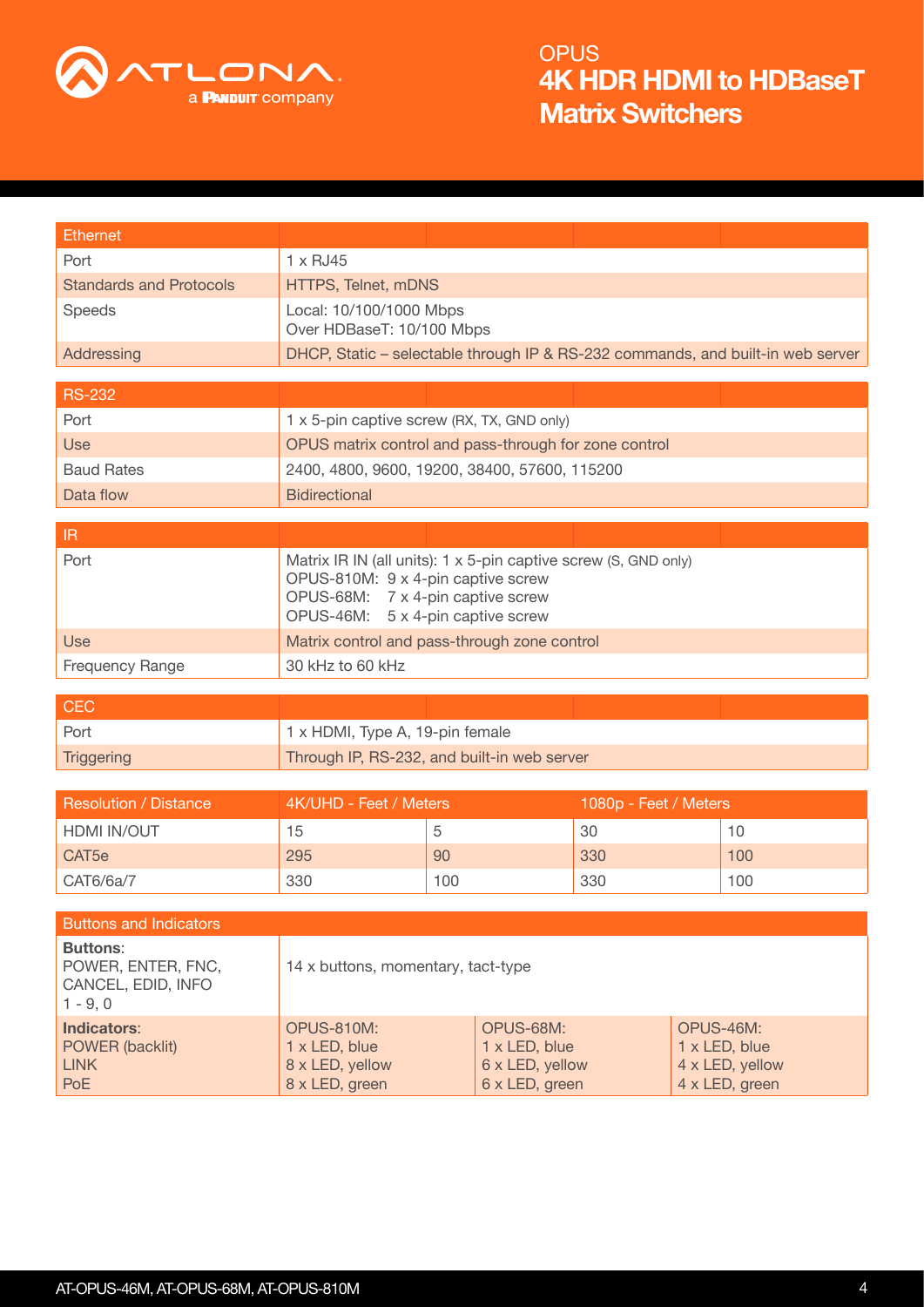| Ethernet | |
|---|---|
| Port | 1 x RJ45 |
| Standards and Protocols | HTTPS, Telnet, mDNS |
| Speeds | Local: 10/100/1000 Mbps<br>Over HDBaseT: 10/100 Mbps |
| Addressing | DHCP, Static – selectable through IP & RS-232 commands, and built-in web server |

| RS-232 | |
|---|---|
| Port | 1 x 5-pin captive screw (RX, TX, GND only) |
| Use | OPUS matrix control and pass-through for zone control |
| Baud Rates | 2400, 4800, 9600, 19200, 38400, 57600, 115200 |
| Data flow | Bidirectional |

| IR | |
|---|---|
| Port | Matrix IR IN (all units): 1 x 5-pin captive screw (S, GND only)<br>OPUS-810M: 9 x 4-pin captive screw<br>OPUS-68M: 7 x 4-pin captive screw<br>OPUS-46M: 5 x 4-pin captive screw |
| Use | Matrix control and pass-through zone control |
| Frequency Range | 30 kHz to 60 kHz |

| CEC | |
|---|---|
| Port | 1 x HDMI, Type A, 19-pin female |
| Triggering | Through IP, RS-232, and built-in web server |

| Resolution / Distance | 4K/UHD - Feet / Meters | | 1080p - Feet / Meters | |
|---|---|---|---|---|
| HDMI IN/OUT | 15 | 5 | 30 | 10 |
| CAT5e | 295 | 90 | 330 | 100 |
| CAT6/6a/7 | 330 | 100 | 330 | 100 |

| Buttons and Indicators | | | |
|---|---|---|---|
| **Buttons**:<br>POWER, ENTER, FNC, CANCEL, EDID, INFO<br>1 - 9, 0 | 14 x buttons, momentary, tact-type | | |
| **Indicators**:<br>POWER (backlit)<br>LINK<br>PoE | OPUS-810M:<br>1 x LED, blue<br>8 x LED, yellow<br>8 x LED, green | OPUS-68M:<br>1 x LED, blue<br>6 x LED, yellow<br>6 x LED, green | OPUS-46M:<br>1 x LED, blue<br>4 x LED, yellow<br>4 x LED, green |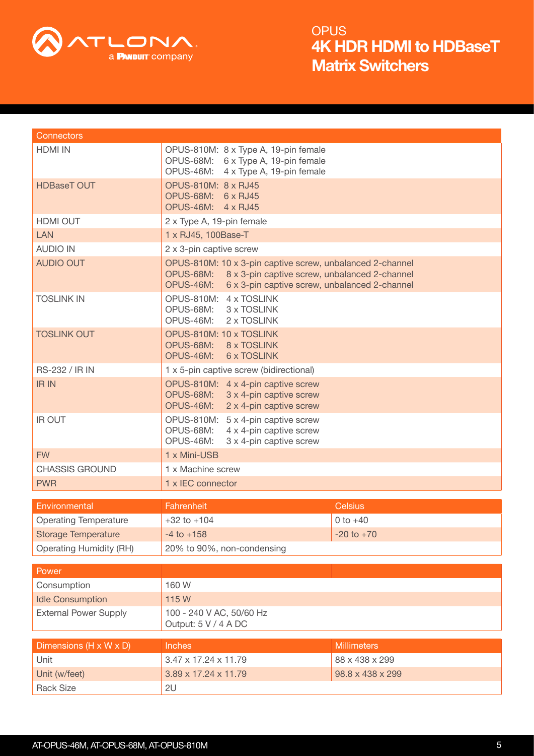| Connectors | |
|---|---|
| HDMI IN | OPUS-810M: 8 x Type A, 19-pin female<br>OPUS-68M: 6 x Type A, 19-pin female<br>OPUS-46M: 4 x Type A, 19-pin female |
| HDBaseT OUT | OPUS-810M: 8 x RJ45<br>OPUS-68M: 6 x RJ45<br>OPUS-46M: 4 x RJ45 |
| HDMI OUT | 2 x Type A, 19-pin female |
| LAN | 1 x RJ45, 100Base-T |
| AUDIO IN | 2 x 3-pin captive screw |
| AUDIO OUT | OPUS-810M: 10 x 3-pin captive screw, unbalanced 2-channel<br>OPUS-68M: 8 x 3-pin captive screw, unbalanced 2-channel<br>OPUS-46M: 6 x 3-pin captive screw, unbalanced 2-channel |
| TOSLINK IN | OPUS-810M: 4 x TOSLINK<br>OPUS-68M: 3 x TOSLINK<br>OPUS-46M: 2 x TOSLINK |
| TOSLINK OUT | OPUS-810M: 10 x TOSLINK<br>OPUS-68M: 8 x TOSLINK<br>OPUS-46M: 6 x TOSLINK |
| RS-232 / IR IN | 1 x 5-pin captive screw (bidirectional) |
| IR IN | OPUS-810M: 4 x 4-pin captive screw<br>OPUS-68M: 3 x 4-pin captive screw<br>OPUS-46M: 2 x 4-pin captive screw |
| IR OUT | OPUS-810M: 5 x 4-pin captive screw<br>OPUS-68M: 4 x 4-pin captive screw<br>OPUS-46M: 3 x 4-pin captive screw |
| FW | 1 x Mini-USB |
| CHASSIS GROUND | 1 x Machine screw |
| PWR | 1 x IEC connector |

| Environmental | Fahrenheit | Celsius |
|---|---|---|
| Operating Temperature | +32 to +104 | 0 to +40 |
| Storage Temperature | -4 to +158 | -20 to +70 |
| Operating Humidity (RH) | 20% to 90%, non-condensing | |

| Power | |
|---|---|
| Consumption | 160 W |
| Idle Consumption | 115 W |
| External Power Supply | 100 - 240 V AC, 50/60 Hz<br>Output: 5 V / 4 A DC |

| Dimensions (H x W x D) | Inches | Millimeters |
|---|---|---|
| Unit | 3.47 x 17.24 x 11.79 | 88 x 438 x 299 |
| Unit (w/feet) | 3.89 x 17.24 x 11.79 | 98.8 x 438 x 299 |
| Rack Size | 2U | |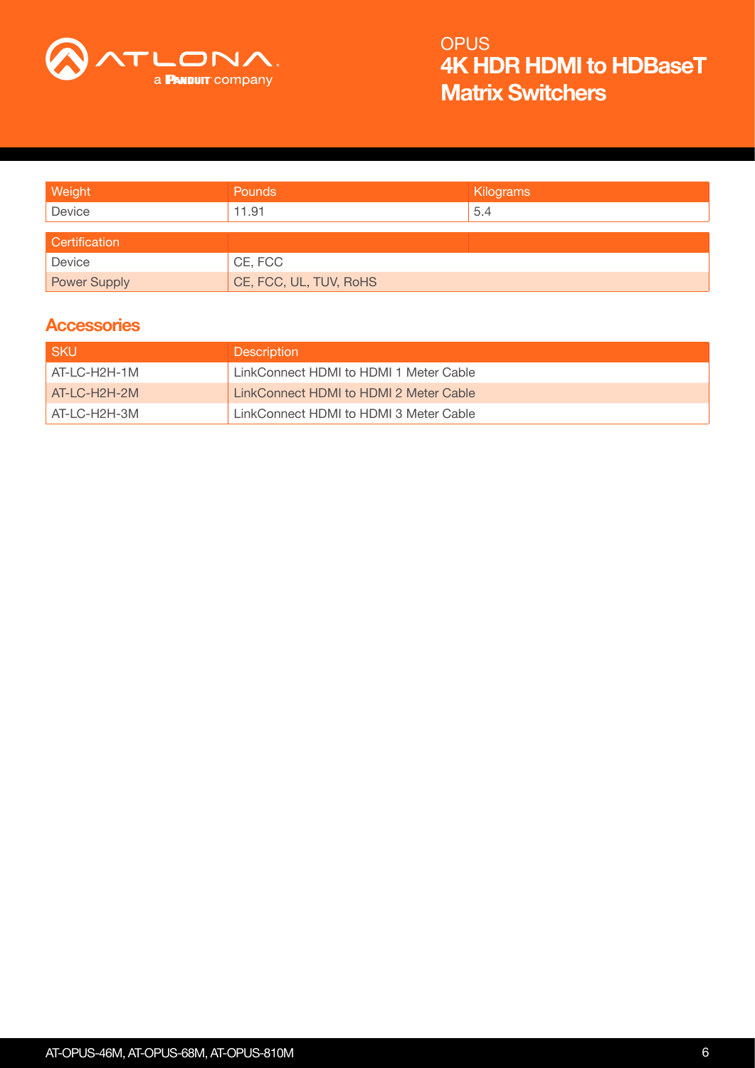| Weight | Pounds | Kilograms |
|---|---|---|
| Device | 11.91 | 5.4 |

| Certification | | |
|---|---|---|
| Device | CE, FCC | |
| Power Supply | CE, FCC, UL, TUV, RoHS | |

## Accessories

| SKU | Description |
|---|---|
| AT-LC-H2H-1M | LinkConnect HDMI to HDMI 1 Meter Cable |
| AT-LC-H2H-2M | LinkConnect HDMI to HDMI 2 Meter Cable |
| AT-LC-H2H-3M | LinkConnect HDMI to HDMI 3 Meter Cable |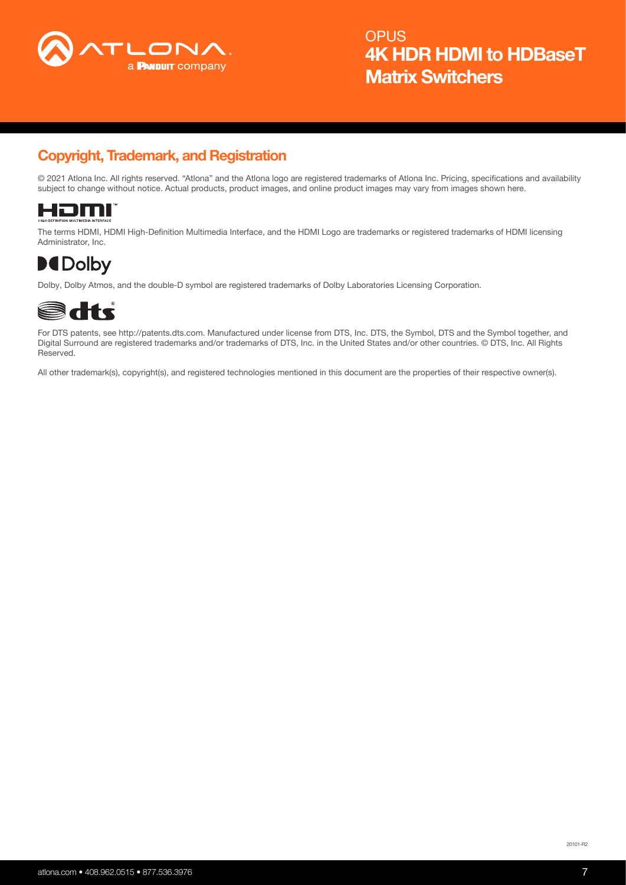## Copyright, Trademark, and Registration

© 2021 Atlona Inc. All rights reserved. “Atlona” and the Atlona logo are registered trademarks of Atlona Inc. Pricing, specifications and availability subject to change without notice. Actual products, product images, and online product images may vary from images shown here.

The terms HDMI, HDMI High-Definition Multimedia Interface, and the HDMI Logo are trademarks or registered trademarks of HDMI licensing Administrator, Inc.

Dolby, Dolby Atmos, and the double-D symbol are registered trademarks of Dolby Laboratories Licensing Corporation.

For DTS patents, see http://patents.dts.com. Manufactured under license from DTS, Inc. DTS, the Symbol, DTS and the Symbol together, and Digital Surround are registered trademarks and/or trademarks of DTS, Inc. in the United States and/or other countries. © DTS, Inc. All Rights Reserved.

All other trademark(s), copyright(s), and registered technologies mentioned in this document are the properties of their respective owner(s).

20101-R2